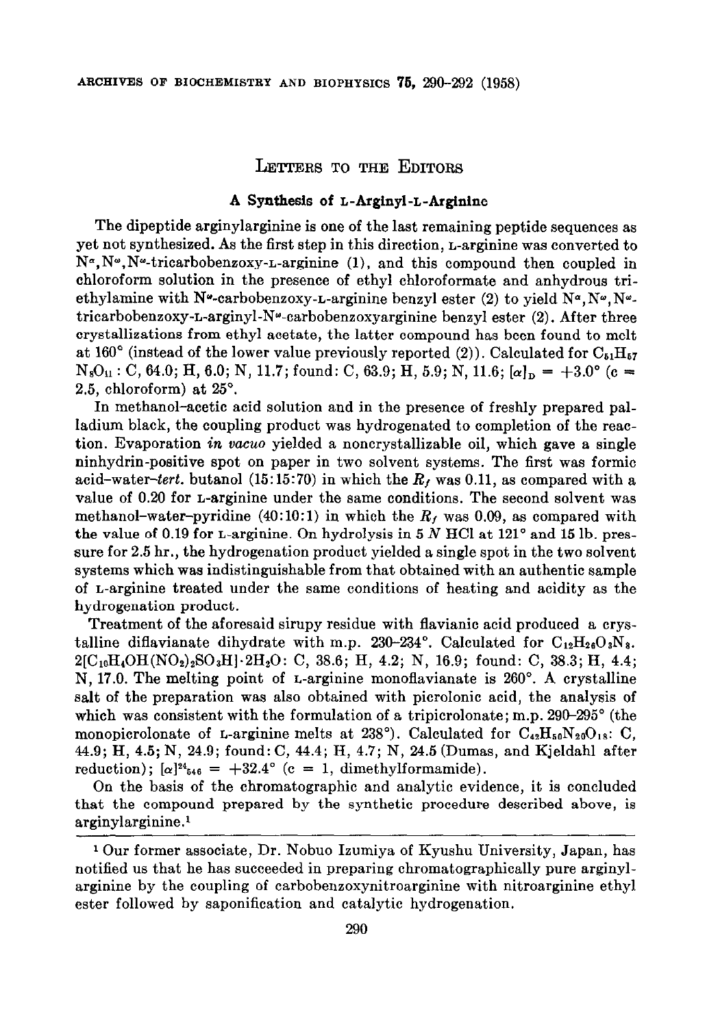## Letters to the Editors

### A Synthesis of L-Arginyl-L-Arginine

The dipeptide arginylarginine is one of the last remaining peptide sequences as yet not synthesized. As the first step in this direction, L-arginine was converted to $N^{\alpha}$,$N^{\omega}$,$N^{\omega}$-tricarbobenzoxy-L-arginine (1), and this compound then coupled in chloroform solution in the presence of ethyl chloroformate and anhydrous triethylamine with $N^{\omega}$-carbobenzoxy-L-arginine benzyl ester (2) to yield $N^{\alpha}$,$N^{\omega}$,$N^{\omega}$-tricarbobenzoxy-L-arginyl-$N^{\omega}$-carbobenzoxyarginine benzyl ester (2). After three crystallizations from ethyl acetate, the latter compound has been found to melt at 160° (instead of the lower value previously reported (2)). Calculated for $C_{51}H_{57}N_8O_{11}$: C, 64.0; H, 6.0; N, 11.7; found: C, 63.9; H, 5.9; N, 11.6; $[\alpha]_D = +3.0°$ (c = 2.5, chloroform) at 25°.

In methanol–acetic acid solution and in the presence of freshly prepared palladium black, the coupling product was hydrogenated to completion of the reaction. Evaporation *in vacuo* yielded a noncrystallizable oil, which gave a single ninhydrin-positive spot on paper in two solvent systems. The first was formic acid–water–*tert.* butanol (15:15:70) in which the $R_f$ was 0.11, as compared with a value of 0.20 for L-arginine under the same conditions. The second solvent was methanol–water–pyridine (40:10:1) in which the $R_f$ was 0.09, as compared with the value of 0.19 for L-arginine. On hydrolysis in 5 *N* HCl at 121° and 15 lb. pressure for 2.5 hr., the hydrogenation product yielded a single spot in the two solvent systems which was indistinguishable from that obtained with an authentic sample of L-arginine treated under the same conditions of heating and acidity as the hydrogenation product.

Treatment of the aforesaid sirupy residue with flavianic acid produced a crystalline diflavianate dihydrate with m.p. 230–234°. Calculated for $C_{12}H_{26}O_3N_8 \cdot 2[C_{10}H_4OH(NO_2)_2SO_3H] \cdot 2H_2O$: C, 38.6; H, 4.2; N, 16.9; found: C, 38.3; H, 4.4; N, 17.0. The melting point of L-arginine monoflavianate is 260°. A crystalline salt of the preparation was also obtained with picrolonic acid, the analysis of which was consistent with the formulation of a tripicrolonate; m.p. 290–295° (the monopicrolonate of L-arginine melts at 238°). Calculated for $C_{42}H_{50}N_{20}O_{18}$: C, 44.9; H, 4.5; N, 24.9; found: C, 44.4; H, 4.7; N, 24.5 (Dumas, and Kjeldahl after reduction); $[\alpha]^{24}_{546} = +32.4°$ (c = 1, dimethylformamide).

On the basis of the chromatographic and analytic evidence, it is concluded that the compound prepared by the synthetic procedure described above, is arginylarginine.[1]

---

[1] Our former associate, Dr. Nobuo Izumiya of Kyushu University, Japan, has notified us that he has succeeded in preparing chromatographically pure arginylarginine by the coupling of carbobenzoxynitroarginine with nitroarginine ethyl ester followed by saponification and catalytic hydrogenation.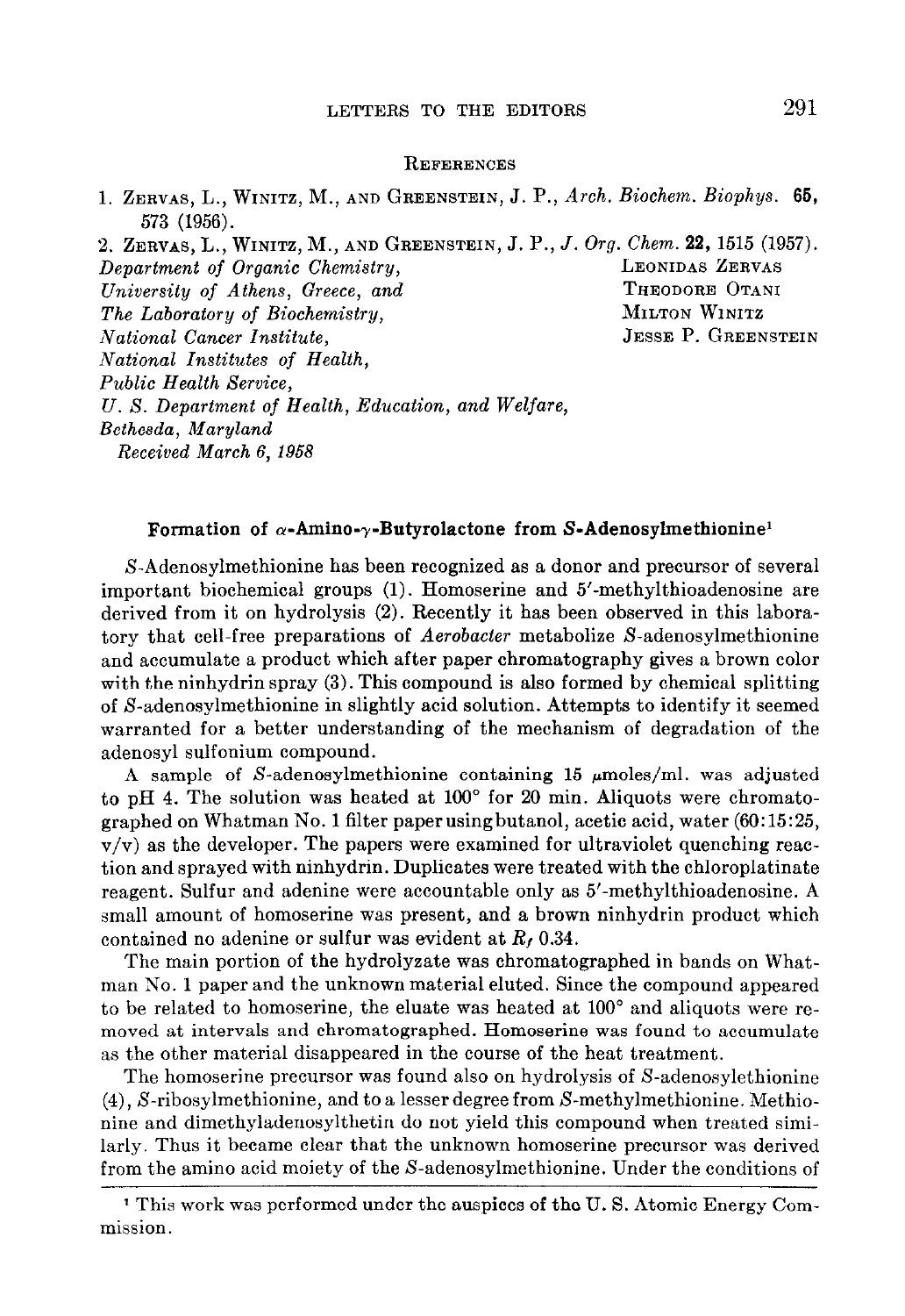## References

1. Zervas, L., Winitz, M., and Greenstein, J. P., *Arch. Biochem. Biophys.* **65**, 573 (1956).
2. Zervas, L., Winitz, M., and Greenstein, J. P., *J. Org. Chem.* **22**, 1515 (1957).

*Department of Organic Chemistry,*
*University of Athens, Greece, and*
*The Laboratory of Biochemistry,*
*National Cancer Institute,*
*National Institutes of Health,*
*Public Health Service,*
*U. S. Department of Health, Education, and Welfare,*
*Bethesda, Maryland*
*Received March 6, 1958*

Leonidas Zervas
Theodore Otani
Milton Winitz
Jesse P. Greenstein

## Formation of α-Amino-γ-Butyrolactone from S-Adenosylmethionine[1]

*S*-Adenosylmethionine has been recognized as a donor and precursor of several important biochemical groups (1). Homoserine and 5′-methylthioadenosine are derived from it on hydrolysis (2). Recently it has been observed in this laboratory that cell-free preparations of *Aerobacter* metabolize *S*-adenosylmethionine and accumulate a product which after paper chromatography gives a brown color with the ninhydrin spray (3). This compound is also formed by chemical splitting of *S*-adenosylmethionine in slightly acid solution. Attempts to identify it seemed warranted for a better understanding of the mechanism of degradation of the adenosyl sulfonium compound.

A sample of *S*-adenosylmethionine containing 15 μmoles/ml. was adjusted to pH 4. The solution was heated at 100° for 20 min. Aliquots were chromatographed on Whatman No. 1 filter paper using butanol, acetic acid, water (60:15:25, v/v) as the developer. The papers were examined for ultraviolet quenching reaction and sprayed with ninhydrin. Duplicates were treated with the chloroplatinate reagent. Sulfur and adenine were accountable only as 5′-methylthioadenosine. A small amount of homoserine was present, and a brown ninhydrin product which contained no adenine or sulfur was evident at $R_f$ 0.34.

The main portion of the hydrolyzate was chromatographed in bands on Whatman No. 1 paper and the unknown material eluted. Since the compound appeared to be related to homoserine, the eluate was heated at 100° and aliquots were removed at intervals and chromatographed. Homoserine was found to accumulate as the other material disappeared in the course of the heat treatment.

The homoserine precursor was found also on hydrolysis of *S*-adenosylethionine (4), *S*-ribosylmethionine, and to a lesser degree from *S*-methylmethionine. Methionine and dimethyladenosylthetin do not yield this compound when treated similarly. Thus it became clear that the unknown homoserine precursor was derived from the amino acid moiety of the *S*-adenosylmethionine. Under the conditions of

[1] This work was performed under the auspices of the U. S. Atomic Energy Commission.